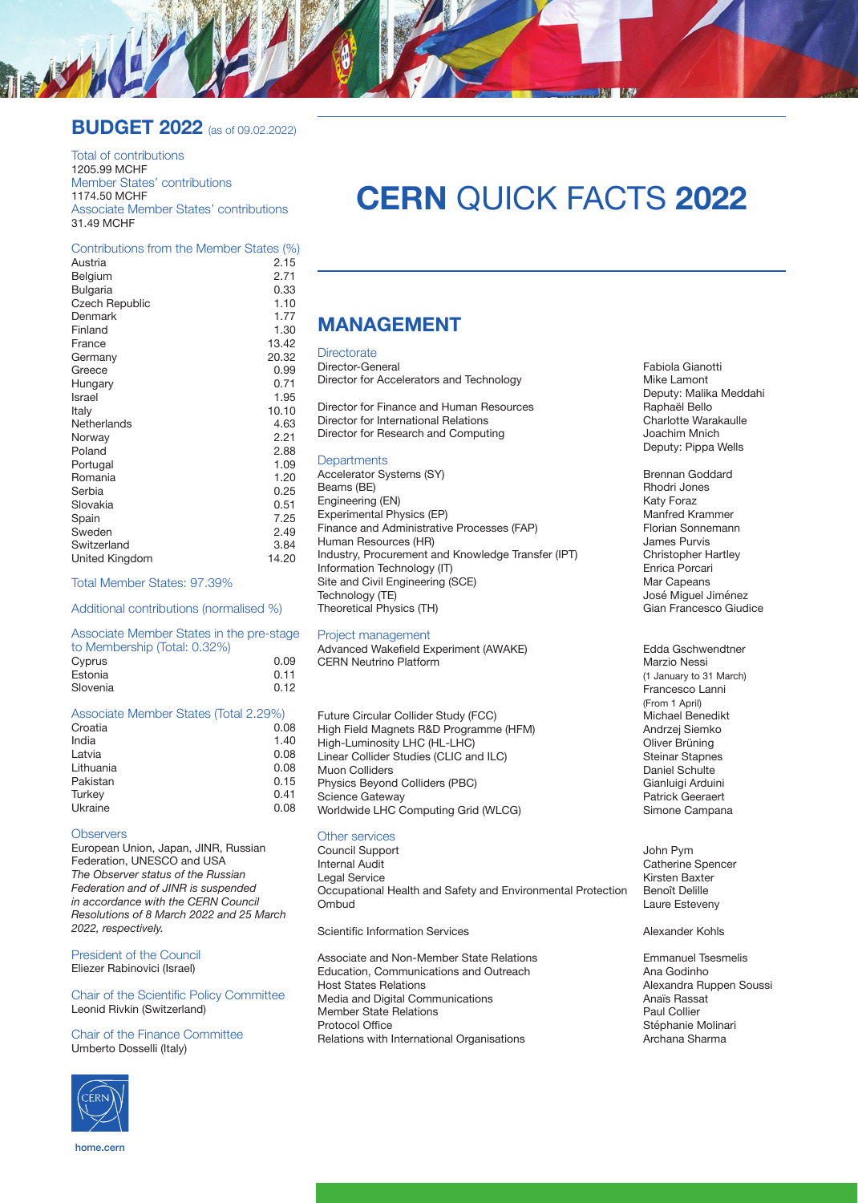# CERN QUICK FACTS 2022

## BUDGET 2022 (as of 09.02.2022)

Total of contributions
1205.99 MCHF
Member States' contributions
1174.50 MCHF
Associate Member States' contributions
31.49 MCHF

| Contributions from the Member States (%) | |
|---|---|
| Austria | 2.15 |
| Belgium | 2.71 |
| Bulgaria | 0.33 |
| Czech Republic | 1.10 |
| Denmark | 1.77 |
| Finland | 1.30 |
| France | 13.42 |
| Germany | 20.32 |
| Greece | 0.99 |
| Hungary | 0.71 |
| Israel | 1.95 |
| Italy | 10.10 |
| Netherlands | 4.63 |
| Norway | 2.21 |
| Poland | 2.88 |
| Portugal | 1.09 |
| Romania | 1.20 |
| Serbia | 0.25 |
| Slovakia | 0.51 |
| Spain | 7.25 |
| Sweden | 2.49 |
| Switzerland | 3.84 |
| United Kingdom | 14.20 |

Total Member States: 97.39%

Additional contributions (normalised %)

| Associate Member States in the pre-stage to Membership (Total: 0.32%) | |
|---|---|
| Cyprus | 0.09 |
| Estonia | 0.11 |
| Slovenia | 0.12 |

| Associate Member States (Total 2.29%) | |
|---|---|
| Croatia | 0.08 |
| India | 1.40 |
| Latvia | 0.08 |
| Lithuania | 0.08 |
| Pakistan | 0.15 |
| Turkey | 0.41 |
| Ukraine | 0.08 |

Observers
European Union, Japan, JINR, Russian Federation, UNESCO and USA
*The Observer status of the Russian Federation and of JINR is suspended in accordance with the CERN Council Resolutions of 8 March 2022 and 25 March 2022, respectively.*

President of the Council
Eliezer Rabinovici (Israel)

Chair of the Scientific Policy Committee
Leonid Rivkin (Switzerland)

Chair of the Finance Committee
Umberto Dosselli (Italy)

home.cern

## MANAGEMENT

| Directorate | |
|---|---|
| Director-General | Fabiola Gianotti |
| Director for Accelerators and Technology | Mike Lamont<br>Deputy: Malika Meddahi |
| Director for Finance and Human Resources | Raphaël Bello |
| Director for International Relations | Charlotte Warakaulle |
| Director for Research and Computing | Joachim Mnich<br>Deputy: Pippa Wells |

| Departments | |
|---|---|
| Accelerator Systems (SY) | Brennan Goddard |
| Beams (BE) | Rhodri Jones |
| Engineering (EN) | Katy Foraz |
| Experimental Physics (EP) | Manfred Krammer |
| Finance and Administrative Processes (FAP) | Florian Sonnemann |
| Human Resources (HR) | James Purvis |
| Industry, Procurement and Knowledge Transfer (IPT) | Christopher Hartley |
| Information Technology (IT) | Enrica Porcari |
| Site and Civil Engineering (SCE) | Mar Capeans |
| Technology (TE) | José Miguel Jiménez |
| Theoretical Physics (TH) | Gian Francesco Giudice |

| Project management | |
|---|---|
| Advanced Wakefield Experiment (AWAKE) | Edda Gschwendtner |
| CERN Neutrino Platform | Marzio Nessi<br>(1 January to 31 March)<br>Francesco Lanni<br>(From 1 April) |
| Future Circular Collider Study (FCC) | Michael Benedikt |
| High Field Magnets R&D Programme (HFM) | Andrzej Siemko |
| High-Luminosity LHC (HL-LHC) | Oliver Brüning |
| Linear Collider Studies (CLIC and ILC) | Steinar Stapnes |
| Muon Colliders | Daniel Schulte |
| Physics Beyond Colliders (PBC) | Gianluigi Arduini |
| Science Gateway | Patrick Geeraert |
| Worldwide LHC Computing Grid (WLCG) | Simone Campana |

| Other services | |
|---|---|
| Council Support | John Pym |
| Internal Audit | Catherine Spencer |
| Legal Service | Kirsten Baxter |
| Occupational Health and Safety and Environmental Protection | Benoît Delille |
| Ombud | Laure Esteveny |
| Scientific Information Services | Alexander Kohls |
| Associate and Non-Member State Relations | Emmanuel Tsesmelis |
| Education, Communications and Outreach | Ana Godinho |
| Host States Relations | Alexandra Ruppen Soussi |
| Media and Digital Communications | Anaïs Rassat |
| Member State Relations | Paul Collier |
| Protocol Office | Stéphanie Molinari |
| Relations with International Organisations | Archana Sharma |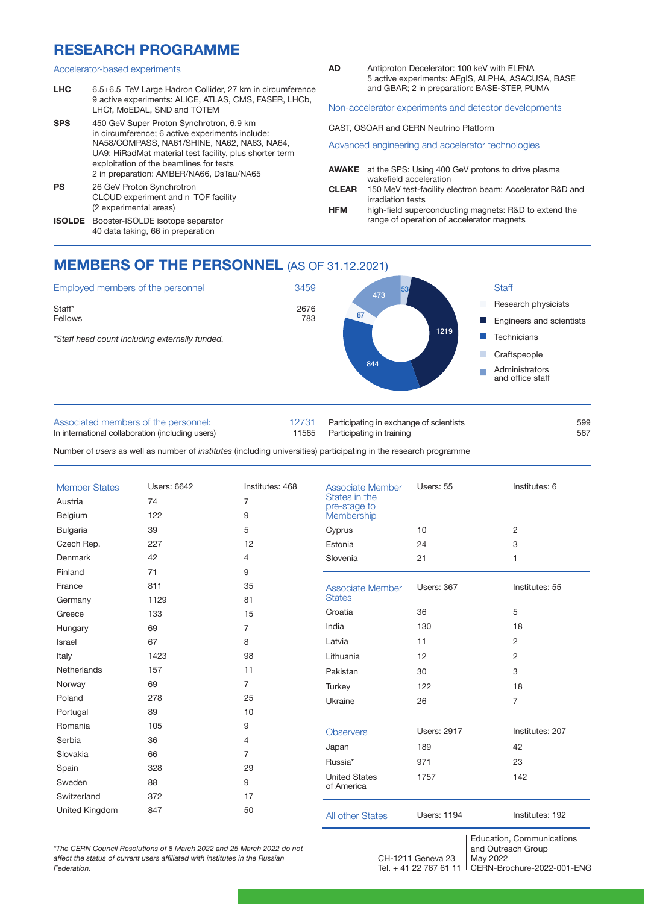# RESEARCH PROGRAMME

## Accelerator-based experiments

**LHC** 6.5+6.5 TeV Large Hadron Collider, 27 km in circumference
9 active experiments: ALICE, ATLAS, CMS, FASER, LHCb, LHCf, MoEDAL, SND and TOTEM

**SPS** 450 GeV Super Proton Synchrotron, 6.9 km in circumference; 6 active experiments include: NA58/COMPASS, NA61/SHINE, NA62, NA63, NA64, UA9; HiRadMat material test facility, plus shorter term exploitation of the beamlines for tests
2 in preparation: AMBER/NA66, DsTau/NA65

**PS** 26 GeV Proton Synchrotron
CLOUD experiment and n_TOF facility
(2 experimental areas)

**ISOLDE** Booster-ISOLDE isotope separator
40 data taking, 66 in preparation

**AD** Antiproton Decelerator: 100 keV with ELENA
5 active experiments: AEgIS, ALPHA, ASACUSA, BASE and GBAR; 2 in preparation: BASE-STEP, PUMA

## Non-accelerator experiments and detector developments

CAST, OSQAR and CERN Neutrino Platform

## Advanced engineering and accelerator technologies

**AWAKE** at the SPS: Using 400 GeV protons to drive plasma wakefield acceleration

**CLEAR** 150 MeV test-facility electron beam: Accelerator R&D and irradiation tests

**HFM** high-field superconducting magnets: R&D to extend the range of operation of accelerator magnets

# MEMBERS OF THE PERSONNEL (AS OF 31.12.2021)

| Employed members of the personnel | 3459 |
|---|---|
| Staff* | 2676 |
| Fellows | 783 |

*Staff head count including externally funded.

Staff

53
473
87
1219
844

- Research physicists
- Engineers and scientists
- Technicians
- Craftspeople
- Administrators and office staff

| Associated members of the personnel: | 12731 |
|---|---|
| In international collaboration (including users) | 11565 |
| Participating in exchange of scientists | 599 |
| Participating in training | 567 |

Number of *users* as well as number of *institutes* (including universities) participating in the research programme

| Member States | Users: 6642 | Institutes: 468 |
|---|---|---|
| Austria | 74 | 7 |
| Belgium | 122 | 9 |
| Bulgaria | 39 | 5 |
| Czech Rep. | 227 | 12 |
| Denmark | 42 | 4 |
| Finland | 71 | 9 |
| France | 811 | 35 |
| Germany | 1129 | 81 |
| Greece | 133 | 15 |
| Hungary | 69 | 7 |
| Israel | 67 | 8 |
| Italy | 1423 | 98 |
| Netherlands | 157 | 11 |
| Norway | 69 | 7 |
| Poland | 278 | 25 |
| Portugal | 89 | 10 |
| Romania | 105 | 9 |
| Serbia | 36 | 4 |
| Slovakia | 66 | 7 |
| Spain | 328 | 29 |
| Sweden | 88 | 9 |
| Switzerland | 372 | 17 |
| United Kingdom | 847 | 50 |

| Associate Member States in the pre-stage to Membership | Users: 55 | Institutes: 6 |
|---|---|---|
| Cyprus | 10 | 2 |
| Estonia | 24 | 3 |
| Slovenia | 21 | 1 |

| Associate Member States | Users: 367 | Institutes: 55 |
|---|---|---|
| Croatia | 36 | 5 |
| India | 130 | 18 |
| Latvia | 11 | 2 |
| Lithuania | 12 | 2 |
| Pakistan | 30 | 3 |
| Turkey | 122 | 18 |
| Ukraine | 26 | 7 |

| Observers | Users: 2917 | Institutes: 207 |
|---|---|---|
| Japan | 189 | 42 |
| Russia* | 971 | 23 |
| United States of America | 1757 | 142 |

| All other States | Users: 1194 | Institutes: 192 |
|---|---|---|

*The CERN Council Resolutions of 8 March 2022 and 25 March 2022 do not affect the status of current users affiliated with institutes in the Russian Federation.*

CH-1211 Geneva 23
Tel. + 41 22 767 61 11

Education, Communications and Outreach Group
May 2022
CERN-Brochure-2022-001-ENG